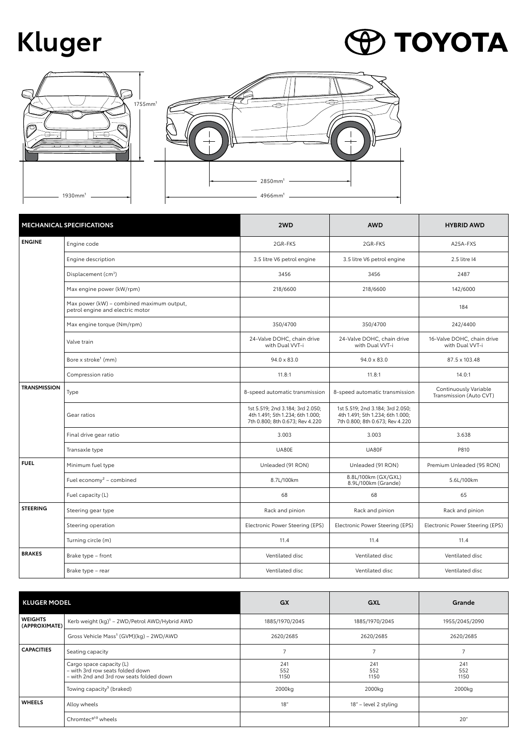# Kluger

TOYOTA

1755mm[1]

1930mm[1]

2850mm[1]

4966mm[1]

| MECHANICAL SPECIFICATIONS | | 2WD | AWD | HYBRID AWD |
|---|---|---|---|---|
| **ENGINE** | Engine code | 2GR-FKS | 2GR-FKS | A25A-FXS |
| | Engine description | 3.5 litre V6 petrol engine | 3.5 litre V6 petrol engine | 2.5 litre I4 |
| | Displacement ($cm^3$) | 3456 | 3456 | 2487 |
| | Max engine power (kW/rpm) | 218/6600 | 218/6600 | 142/6000 |
| | Max power (kW) – combined maximum output, petrol engine and electric motor | | | 184 |
| | Max engine torque (Nm/rpm) | 350/4700 | 350/4700 | 242/4400 |
| | Valve train | 24-Valve DOHC, chain drive with Dual VVT-i | 24-Valve DOHC, chain drive with Dual VVT-i | 16-Valve DOHC, chain drive with Dual VVT-i |
| | Bore x stroke[1] (mm) | 94.0 x 83.0 | 94.0 x 83.0 | 87.5 x 103.48 |
| | Compression ratio | 11.8:1 | 11.8:1 | 14.0:1 |
| **TRANSMISSION** | Type | 8-speed automatic transmission | 8-speed automatic transmission | Continuously Variable Transmission (Auto CVT) |
| | Gear ratios | 1st 5.519; 2nd 3.184; 3rd 2.050; 4th 1.491; 5th 1.234; 6th 1.000; 7th 0.800; 8th 0.673; Rev 4.220 | 1st 5.519; 2nd 3.184; 3rd 2.050; 4th 1.491; 5th 1.234; 6th 1.000; 7th 0.800; 8th 0.673; Rev 4.220 | |
| | Final drive gear ratio | 3.003 | 3.003 | 3.638 |
| | Transaxle type | UA80E | UA80F | P810 |
| **FUEL** | Minimum fuel type | Unleaded (91 RON) | Unleaded (91 RON) | Premium Unleaded (95 RON) |
| | Fuel economy[2] – combined | 8.7L/100km | 8.8L/100km (GX/GXL) 8.9L/100km (Grande) | 5.6L/100km |
| | Fuel capacity (L) | 68 | 68 | 65 |
| **STEERING** | Steering gear type | Rack and pinion | Rack and pinion | Rack and pinion |
| | Steering operation | Electronic Power Steering (EPS) | Electronic Power Steering (EPS) | Electronic Power Steering (EPS) |
| | Turning circle (m) | 11.4 | 11.4 | 11.4 |
| **BRAKES** | Brake type – front | Ventilated disc | Ventilated disc | Ventilated disc |
| | Brake type – rear | Ventilated disc | Ventilated disc | Ventilated disc |

| KLUGER MODEL | | GX | GXL | Grande |
|---|---|---|---|---|
| **WEIGHTS (APPROXIMATE)** | Kerb weight (kg)[1] – 2WD/Petrol AWD/Hybrid AWD | 1885/1970/2045 | 1885/1970/2045 | 1955/2045/2090 |
| | Gross Vehicle Mass[1] (GVM)(kg) – 2WD/AWD | 2620/2685 | 2620/2685 | 2620/2685 |
| **CAPACITIES** | Seating capacity | 7 | 7 | 7 |
| | Cargo space capacity (L) – with 3rd row seats folded down – with 2nd and 3rd row seats folded down | 241 552 1150 | 241 552 1150 | 241 552 1150 |
| | Towing capacity[3] (braked) | 2000kg | 2000kg | 2000kg |
| **WHEELS** | Alloy wheels | 18" | 18" – level 2 styling | |
| | Chromtec®[10] wheels | | | 20" |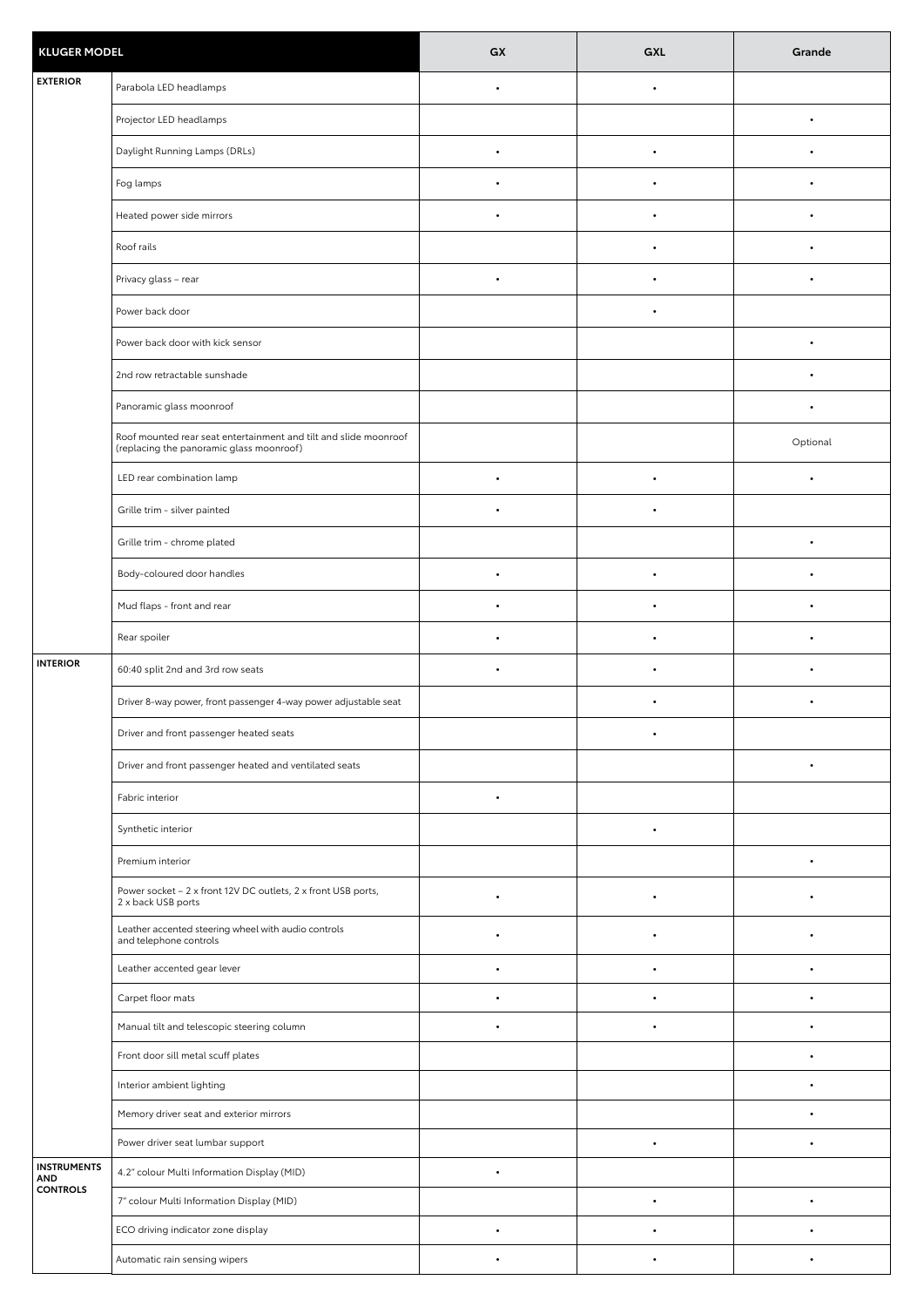| KLUGER MODEL | | GX | GXL | Grande |
|---|---|---|---|---|
| EXTERIOR | Parabola LED headlamps | • | • | |
| | Projector LED headlamps | | | • |
| | Daylight Running Lamps (DRLs) | • | • | • |
| | Fog lamps | • | • | • |
| | Heated power side mirrors | • | • | • |
| | Roof rails | | • | • |
| | Privacy glass – rear | • | • | • |
| | Power back door | | • | |
| | Power back door with kick sensor | | | • |
| | 2nd row retractable sunshade | | | • |
| | Panoramic glass moonroof | | | • |
| | Roof mounted rear seat entertainment and tilt and slide moonroof (replacing the panoramic glass moonroof) | | | Optional |
| | LED rear combination lamp | • | • | • |
| | Grille trim - silver painted | • | • | |
| | Grille trim - chrome plated | | | • |
| | Body-coloured door handles | • | • | • |
| | Mud flaps - front and rear | • | • | • |
| | Rear spoiler | • | • | • |
| INTERIOR | 60:40 split 2nd and 3rd row seats | • | • | • |
| | Driver 8-way power, front passenger 4-way power adjustable seat | | • | • |
| | Driver and front passenger heated seats | | • | |
| | Driver and front passenger heated and ventilated seats | | | • |
| | Fabric interior | • | | |
| | Synthetic interior | | • | |
| | Premium interior | | | • |
| | Power socket – 2 x front 12V DC outlets, 2 x front USB ports, 2 x back USB ports | • | • | • |
| | Leather accented steering wheel with audio controls and telephone controls | • | • | • |
| | Leather accented gear lever | • | • | • |
| | Carpet floor mats | • | • | • |
| | Manual tilt and telescopic steering column | • | • | • |
| | Front door sill metal scuff plates | | | • |
| | Interior ambient lighting | | | • |
| | Memory driver seat and exterior mirrors | | | • |
| | Power driver seat lumbar support | | • | • |
| INSTRUMENTS AND CONTROLS | 4.2" colour Multi Information Display (MID) | • | | |
| | 7" colour Multi Information Display (MID) | | • | • |
| | ECO driving indicator zone display | • | • | • |
| | Automatic rain sensing wipers | • | • | • |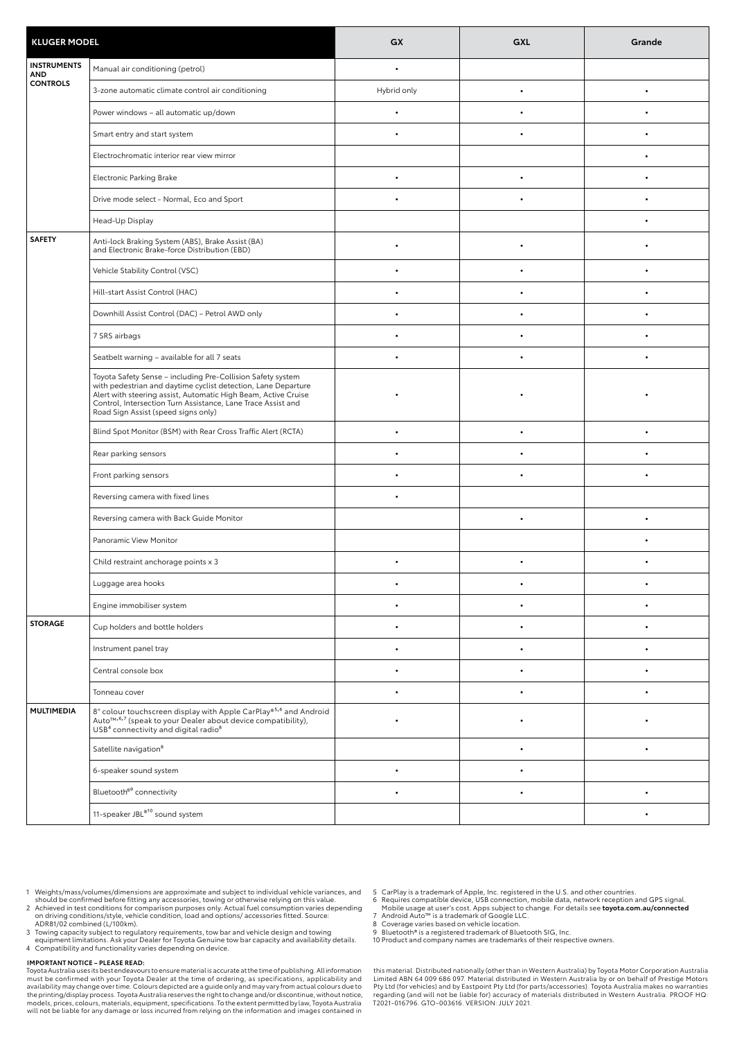| KLUGER MODEL | | GX | GXL | Grande |
|---|---|---|---|---|
| INSTRUMENTS AND CONTROLS | Manual air conditioning (petrol) | • | | |
| | 3-zone automatic climate control air conditioning | Hybrid only | • | • |
| | Power windows – all automatic up/down | • | • | • |
| | Smart entry and start system | • | • | • |
| | Electrochromatic interior rear view mirror | | | • |
| | Electronic Parking Brake | • | • | • |
| | Drive mode select - Normal, Eco and Sport | • | • | • |
| | Head-Up Display | | | • |
| SAFETY | Anti-lock Braking System (ABS), Brake Assist (BA) and Electronic Brake-force Distribution (EBD) | • | • | • |
| | Vehicle Stability Control (VSC) | • | • | • |
| | Hill-start Assist Control (HAC) | • | • | • |
| | Downhill Assist Control (DAC) – Petrol AWD only | • | • | • |
| | 7 SRS airbags | • | • | • |
| | Seatbelt warning – available for all 7 seats | • | • | • |
| | Toyota Safety Sense – including Pre-Collision Safety system with pedestrian and daytime cyclist detection, Lane Departure Alert with steering assist, Automatic High Beam, Active Cruise Control, Intersection Turn Assistance, Lane Trace Assist and Road Sign Assist (speed signs only) | • | • | • |
| | Blind Spot Monitor (BSM) with Rear Cross Traffic Alert (RCTA) | • | • | • |
| | Rear parking sensors | • | • | • |
| | Front parking sensors | • | • | • |
| | Reversing camera with fixed lines | • | | |
| | Reversing camera with Back Guide Monitor | | • | • |
| | Panoramic View Monitor | | | • |
| | Child restraint anchorage points x 3 | • | • | • |
| | Luggage area hooks | • | • | • |
| | Engine immobiliser system | • | • | • |
| STORAGE | Cup holders and bottle holders | • | • | • |
| | Instrument panel tray | • | • | • |
| | Central console box | • | • | • |
| | Tonneau cover | • | • | • |
| MULTIMEDIA | 8" colour touchscreen display with Apple CarPlay®[5,6] and Android Auto™[,6,7] (speak to your Dealer about device compatibility), USB[4] connectivity and digital radio[8] | • | • | • |
| | Satellite navigation[8] | | • | • |
| | 6-speaker sound system | • | • | |
| | Bluetooth®[9] connectivity | • | • | • |
| | 11-speaker JBL®[10] sound system | | | • |

1 Weights/mass/volumes/dimensions are approximate and subject to individual vehicle variances, and should be confirmed before fitting any accessories, towing or otherwise relying on this value.
2 Achieved in test conditions for comparison purposes only. Actual fuel consumption varies depending on driving conditions/style, vehicle condition, load and options/ accessories fitted. Source: ADR81/02 combined (L/100km).
3 Towing capacity subject to regulatory requirements, tow bar and vehicle design and towing equipment limitations. Ask your Dealer for Toyota Genuine tow bar capacity and availability details.
4 Compatibility and functionality varies depending on device.
5 CarPlay is a trademark of Apple, Inc. registered in the U.S. and other countries.
6 Requires compatible device, USB connection, mobile data, network reception and GPS signal. Mobile usage at user's cost. Apps subject to change. For details see **toyota.com.au/connected**
7 Android Auto™ is a trademark of Google LLC.
8 Coverage varies based on vehicle location.
9 Bluetooth® is a registered trademark of Bluetooth SIG, Inc.
10 Product and company names are trademarks of their respective owners.

**IMPORTANT NOTICE – PLEASE READ:**
Toyota Australia uses its best endeavours to ensure material is accurate at the time of publishing. All information must be confirmed with your Toyota Dealer at the time of ordering, as specifications, applicability and availability may change over time. Colours depicted are a guide only and may vary from actual colours due to the printing/display process. Toyota Australia reserves the right to change and/or discontinue, without notice, models, prices, colours, materials, equipment, specifications. To the extent permitted by law, Toyota Australia will not be liable for any damage or loss incurred from relying on the information and images contained in this material. Distributed nationally (other than in Western Australia) by Toyota Motor Corporation Australia Limited ABN 64 009 686 097. Material distributed in Western Australia by or on behalf of Prestige Motors Pty Ltd (for vehicles) and by Eastpoint Pty Ltd (for parts/accessories). Toyota Australia makes no warranties regarding (and will not be liable for) accuracy of materials distributed in Western Australia. PROOF HQ: T2021-016796. GTO-003616. VERSION: JULY 2021.